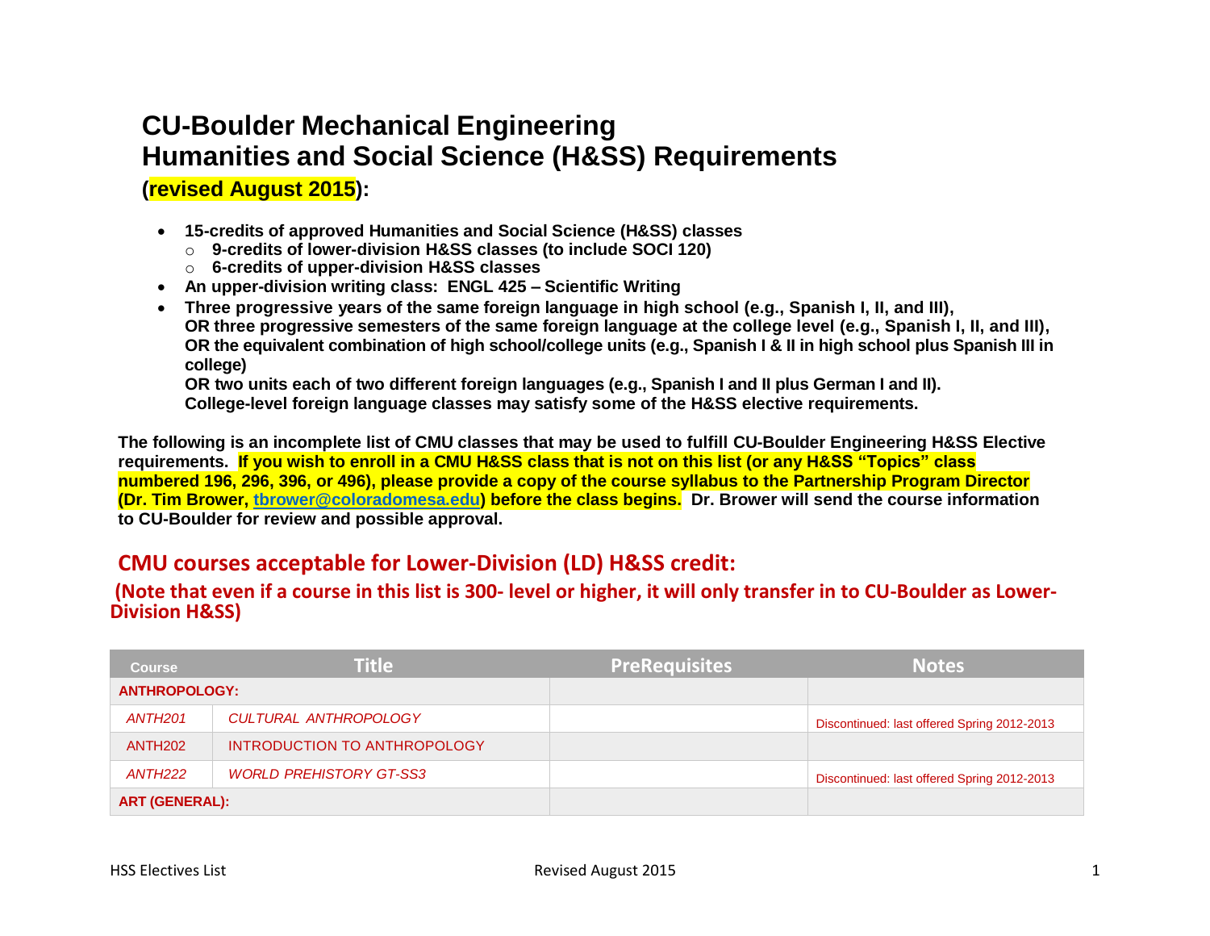# CU-Boulder Mechanical Engineering
# Humanities and Social Science (H&SS) Requirements

**(revised August 2015):**

- **15-credits of approved Humanities and Social Science (H&SS) classes**
  - **9-credits of lower-division H&SS classes (to include SOCI 120)**
  - **6-credits of upper-division H&SS classes**
- **An upper-division writing class: ENGL 425 – Scientific Writing**
- **Three progressive years of the same foreign language in high school (e.g., Spanish I, II, and III), OR three progressive semesters of the same foreign language at the college level (e.g., Spanish I, II, and III), OR the equivalent combination of high school/college units (e.g., Spanish I & II in high school plus Spanish III in college)**
  **OR two units each of two different foreign languages (e.g., Spanish I and II plus German I and II).**
  **College-level foreign language classes may satisfy some of the H&SS elective requirements.**

**The following is an incomplete list of CMU classes that may be used to fulfill CU-Boulder Engineering H&SS Elective requirements. If you wish to enroll in a CMU H&SS class that is not on this list (or any H&SS "Topics" class numbered 196, 296, 396, or 496), please provide a copy of the course syllabus to the Partnership Program Director (Dr. Tim Brower, tbrower@coloradomesa.edu) before the class begins. Dr. Brower will send the course information to CU-Boulder for review and possible approval.**

## CMU courses acceptable for Lower-Division (LD) H&SS credit:

**(Note that even if a course in this list is 300- level or higher, it will only transfer in to CU-Boulder as Lower-Division H&SS)**

| Course | Title | PreRequisites | Notes |
|---|---|---|---|
| **ANTHROPOLOGY:** | | | |
| *ANTH201* | *CULTURAL ANTHROPOLOGY* | | Discontinued: last offered Spring 2012-2013 |
| ANTH202 | INTRODUCTION TO ANTHROPOLOGY | | |
| *ANTH222* | *WORLD PREHISTORY GT-SS3* | | Discontinued: last offered Spring 2012-2013 |
| **ART (GENERAL):** | | | |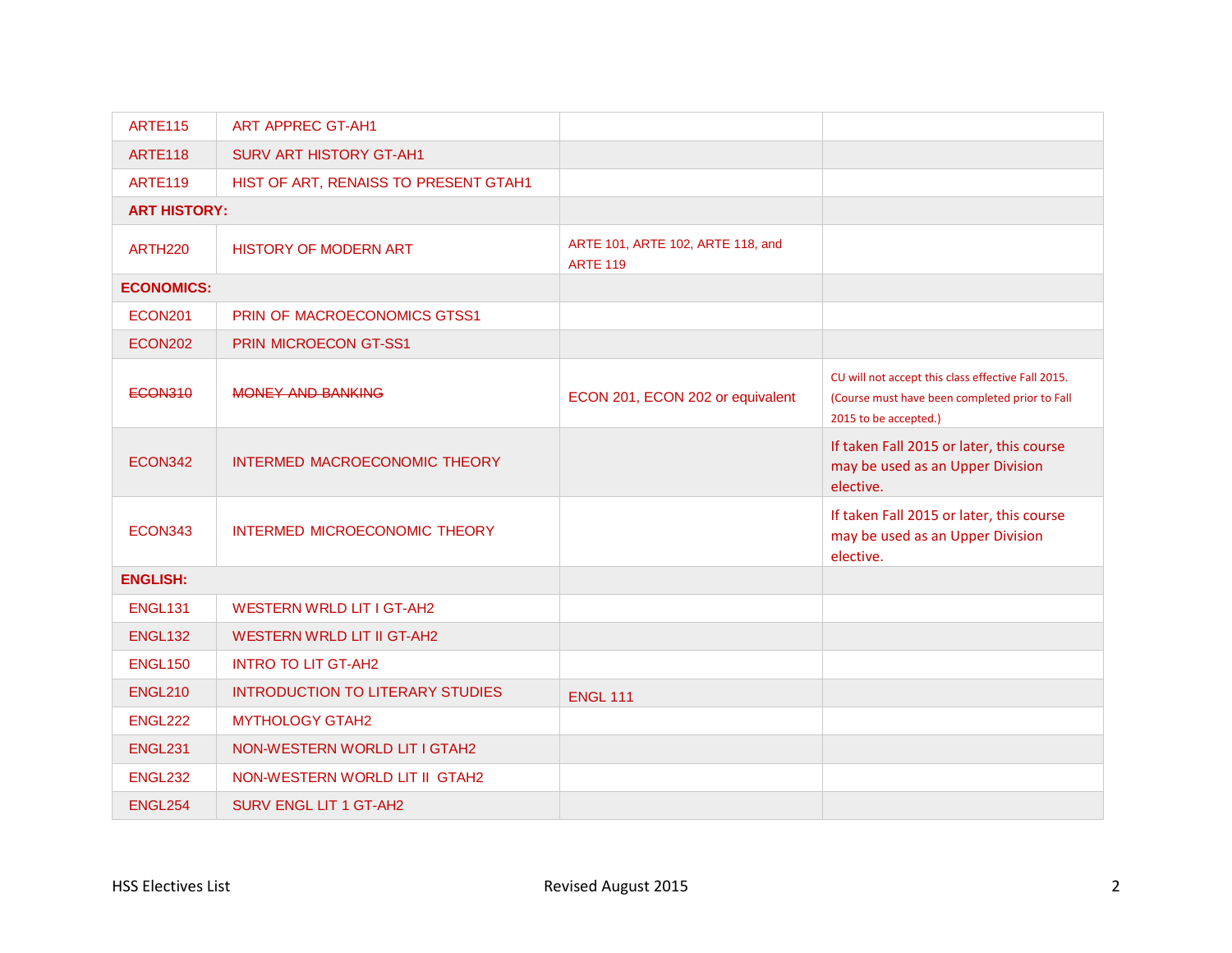| | | | |
|---|---|---|---|
| ARTE115 | ART APPREC GT-AH1 | | |
| ARTE118 | SURV ART HISTORY GT-AH1 | | |
| ARTE119 | HIST OF ART, RENAISS TO PRESENT GTAH1 | | |
| **ART HISTORY:** | | | |
| ARTH220 | HISTORY OF MODERN ART | ARTE 101, ARTE 102, ARTE 118, and ARTE 119 | |
| **ECONOMICS:** | | | |
| ECON201 | PRIN OF MACROECONOMICS GTSS1 | | |
| ECON202 | PRIN MICROECON GT-SS1 | | |
| ~~ECON310~~ | ~~MONEY AND BANKING~~ | ECON 201, ECON 202 or equivalent | CU will not accept this class effective Fall 2015. (Course must have been completed prior to Fall 2015 to be accepted.) |
| ECON342 | INTERMED MACROECONOMIC THEORY | | If taken Fall 2015 or later, this course may be used as an Upper Division elective. |
| ECON343 | INTERMED MICROECONOMIC THEORY | | If taken Fall 2015 or later, this course may be used as an Upper Division elective. |
| **ENGLISH:** | | | |
| ENGL131 | WESTERN WRLD LIT I GT-AH2 | | |
| ENGL132 | WESTERN WRLD LIT II GT-AH2 | | |
| ENGL150 | INTRO TO LIT GT-AH2 | | |
| ENGL210 | INTRODUCTION TO LITERARY STUDIES | ENGL 111 | |
| ENGL222 | MYTHOLOGY GTAH2 | | |
| ENGL231 | NON-WESTERN WORLD LIT I GTAH2 | | |
| ENGL232 | NON-WESTERN WORLD LIT II GTAH2 | | |
| ENGL254 | SURV ENGL LIT 1 GT-AH2 | | |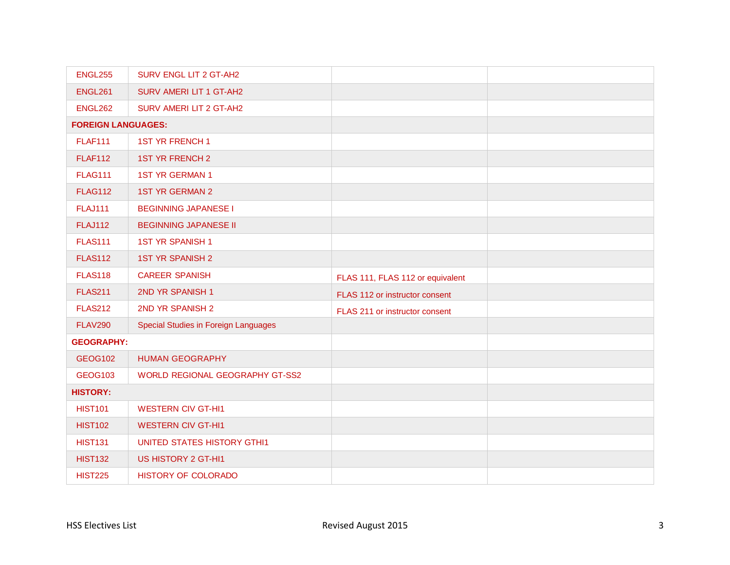| | | | |
|---|---|---|---|
| ENGL255 | SURV ENGL LIT 2 GT-AH2 | | |
| ENGL261 | SURV AMERI LIT 1 GT-AH2 | | |
| ENGL262 | SURV AMERI LIT 2 GT-AH2 | | |
| **FOREIGN LANGUAGES:** | | | |
| FLAF111 | 1ST YR FRENCH 1 | | |
| FLAF112 | 1ST YR FRENCH 2 | | |
| FLAG111 | 1ST YR GERMAN 1 | | |
| FLAG112 | 1ST YR GERMAN 2 | | |
| FLAJ111 | BEGINNING JAPANESE I | | |
| FLAJ112 | BEGINNING JAPANESE II | | |
| FLAS111 | 1ST YR SPANISH 1 | | |
| FLAS112 | 1ST YR SPANISH 2 | | |
| FLAS118 | CAREER SPANISH | FLAS 111, FLAS 112 or equivalent | |
| FLAS211 | 2ND YR SPANISH 1 | FLAS 112 or instructor consent | |
| FLAS212 | 2ND YR SPANISH 2 | FLAS 211 or instructor consent | |
| FLAV290 | Special Studies in Foreign Languages | | |
| **GEOGRAPHY:** | | | |
| GEOG102 | HUMAN GEOGRAPHY | | |
| GEOG103 | WORLD REGIONAL GEOGRAPHY GT-SS2 | | |
| **HISTORY:** | | | |
| HIST101 | WESTERN CIV GT-HI1 | | |
| HIST102 | WESTERN CIV GT-HI1 | | |
| HIST131 | UNITED STATES HISTORY GTHI1 | | |
| HIST132 | US HISTORY 2 GT-HI1 | | |
| HIST225 | HISTORY OF COLORADO | | |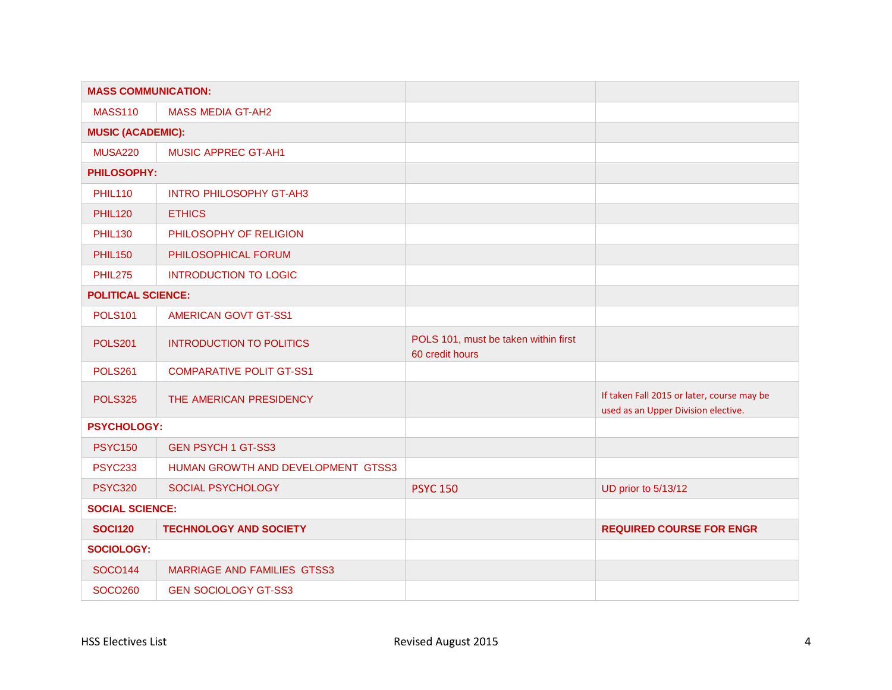| **MASS COMMUNICATION:** | | | |
|---|---|---|---|
| MASS110 | MASS MEDIA GT-AH2 | | |
| **MUSIC (ACADEMIC):** | | | |
| MUSA220 | MUSIC APPREC GT-AH1 | | |
| **PHILOSOPHY:** | | | |
| PHIL110 | INTRO PHILOSOPHY GT-AH3 | | |
| PHIL120 | ETHICS | | |
| PHIL130 | PHILOSOPHY OF RELIGION | | |
| PHIL150 | PHILOSOPHICAL FORUM | | |
| PHIL275 | INTRODUCTION TO LOGIC | | |
| **POLITICAL SCIENCE:** | | | |
| POLS101 | AMERICAN GOVT GT-SS1 | | |
| POLS201 | INTRODUCTION TO POLITICS | POLS 101, must be taken within first 60 credit hours | |
| POLS261 | COMPARATIVE POLIT GT-SS1 | | |
| POLS325 | THE AMERICAN PRESIDENCY | | If taken Fall 2015 or later, course may be used as an Upper Division elective. |
| **PSYCHOLOGY:** | | | |
| PSYC150 | GEN PSYCH 1 GT-SS3 | | |
| PSYC233 | HUMAN GROWTH AND DEVELOPMENT GTSS3 | | |
| PSYC320 | SOCIAL PSYCHOLOGY | PSYC 150 | UD prior to 5/13/12 |
| **SOCIAL SCIENCE:** | | | |
| **SOCI120** | **TECHNOLOGY AND SOCIETY** | | **REQUIRED COURSE FOR ENGR** |
| **SOCIOLOGY:** | | | |
| SOCO144 | MARRIAGE AND FAMILIES GTSS3 | | |
| SOCO260 | GEN SOCIOLOGY GT-SS3 | | |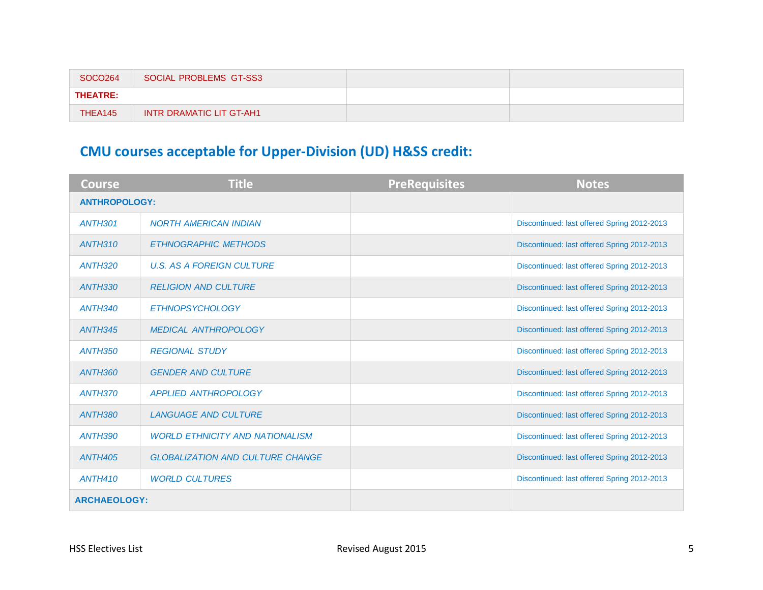| Course | Title | PreRequisites | Notes |
|---|---|---|---|
| SOCO264 | SOCIAL PROBLEMS GT-SS3 | | |
| **THEATRE:** | | | |
| THEA145 | INTR DRAMATIC LIT GT-AH1 | | |

## CMU courses acceptable for Upper-Division (UD) H&SS credit:

| Course | Title | PreRequisites | Notes |
|---|---|---|---|
| **ANTHROPOLOGY:** | | | |
| *ANTH301* | *NORTH AMERICAN INDIAN* | | Discontinued: last offered Spring 2012-2013 |
| *ANTH310* | *ETHNOGRAPHIC METHODS* | | Discontinued: last offered Spring 2012-2013 |
| *ANTH320* | *U.S. AS A FOREIGN CULTURE* | | Discontinued: last offered Spring 2012-2013 |
| *ANTH330* | *RELIGION AND CULTURE* | | Discontinued: last offered Spring 2012-2013 |
| *ANTH340* | *ETHNOPSYCHOLOGY* | | Discontinued: last offered Spring 2012-2013 |
| *ANTH345* | *MEDICAL ANTHROPOLOGY* | | Discontinued: last offered Spring 2012-2013 |
| *ANTH350* | *REGIONAL STUDY* | | Discontinued: last offered Spring 2012-2013 |
| *ANTH360* | *GENDER AND CULTURE* | | Discontinued: last offered Spring 2012-2013 |
| *ANTH370* | *APPLIED ANTHROPOLOGY* | | Discontinued: last offered Spring 2012-2013 |
| *ANTH380* | *LANGUAGE AND CULTURE* | | Discontinued: last offered Spring 2012-2013 |
| *ANTH390* | *WORLD ETHNICITY AND NATIONALISM* | | Discontinued: last offered Spring 2012-2013 |
| *ANTH405* | *GLOBALIZATION AND CULTURE CHANGE* | | Discontinued: last offered Spring 2012-2013 |
| *ANTH410* | *WORLD CULTURES* | | Discontinued: last offered Spring 2012-2013 |
| **ARCHAEOLOGY:** | | | |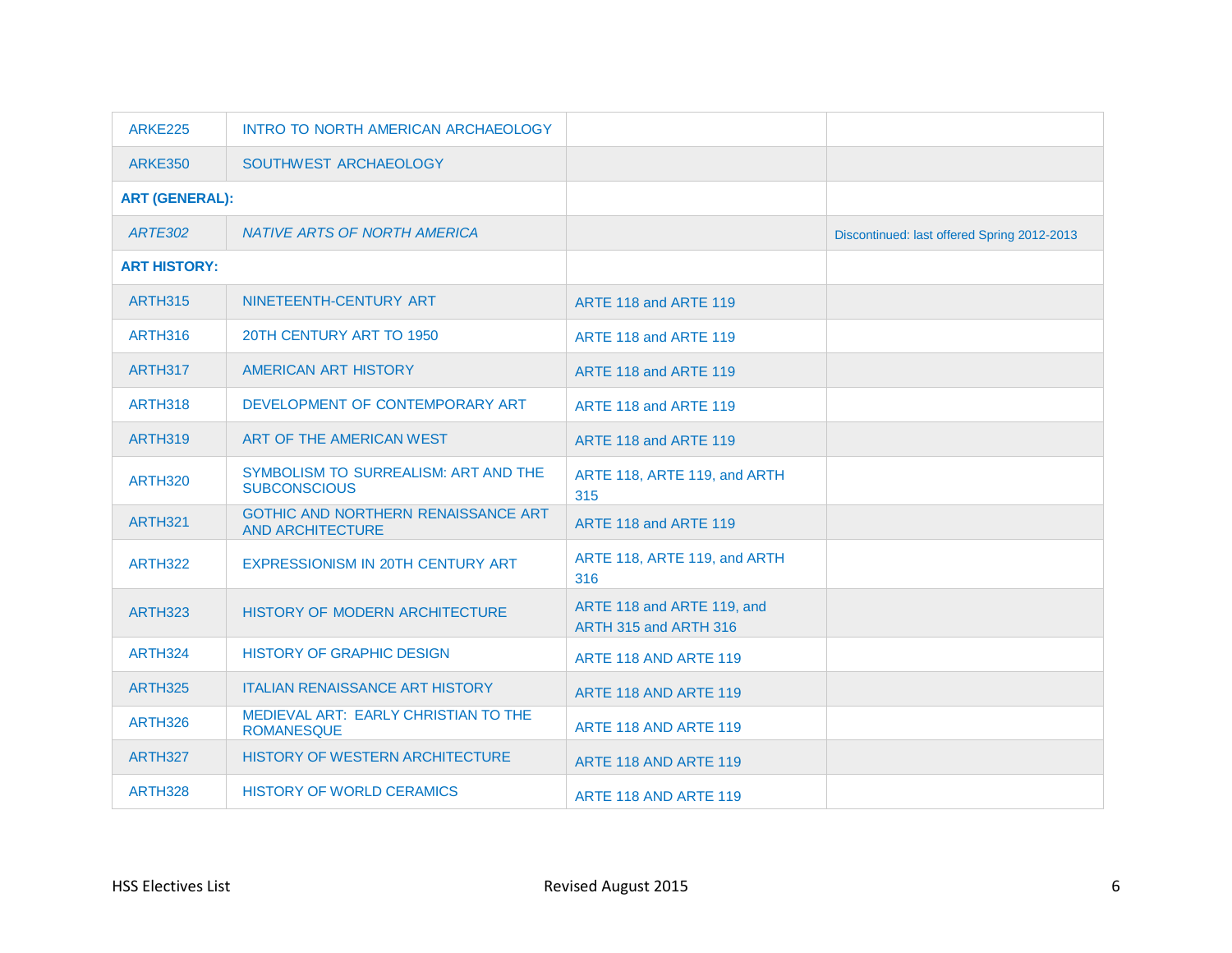| | | | |
|---|---|---|---|
| ARKE225 | INTRO TO NORTH AMERICAN ARCHAEOLOGY | | |
| ARKE350 | SOUTHWEST ARCHAEOLOGY | | |
| **ART (GENERAL):** | | | |
| *ARTE302* | *NATIVE ARTS OF NORTH AMERICA* | | Discontinued: last offered Spring 2012-2013 |
| **ART HISTORY:** | | | |
| ARTH315 | NINETEENTH-CENTURY ART | ARTE 118 and ARTE 119 | |
| ARTH316 | 20TH CENTURY ART TO 1950 | ARTE 118 and ARTE 119 | |
| ARTH317 | AMERICAN ART HISTORY | ARTE 118 and ARTE 119 | |
| ARTH318 | DEVELOPMENT OF CONTEMPORARY ART | ARTE 118 and ARTE 119 | |
| ARTH319 | ART OF THE AMERICAN WEST | ARTE 118 and ARTE 119 | |
| ARTH320 | SYMBOLISM TO SURREALISM: ART AND THE SUBCONSCIOUS | ARTE 118, ARTE 119, and ARTH 315 | |
| ARTH321 | GOTHIC AND NORTHERN RENAISSANCE ART AND ARCHITECTURE | ARTE 118 and ARTE 119 | |
| ARTH322 | EXPRESSIONISM IN 20TH CENTURY ART | ARTE 118, ARTE 119, and ARTH 316 | |
| ARTH323 | HISTORY OF MODERN ARCHITECTURE | ARTE 118 and ARTE 119, and ARTH 315 and ARTH 316 | |
| ARTH324 | HISTORY OF GRAPHIC DESIGN | ARTE 118 AND ARTE 119 | |
| ARTH325 | ITALIAN RENAISSANCE ART HISTORY | ARTE 118 AND ARTE 119 | |
| ARTH326 | MEDIEVAL ART: EARLY CHRISTIAN TO THE ROMANESQUE | ARTE 118 AND ARTE 119 | |
| ARTH327 | HISTORY OF WESTERN ARCHITECTURE | ARTE 118 AND ARTE 119 | |
| ARTH328 | HISTORY OF WORLD CERAMICS | ARTE 118 AND ARTE 119 | |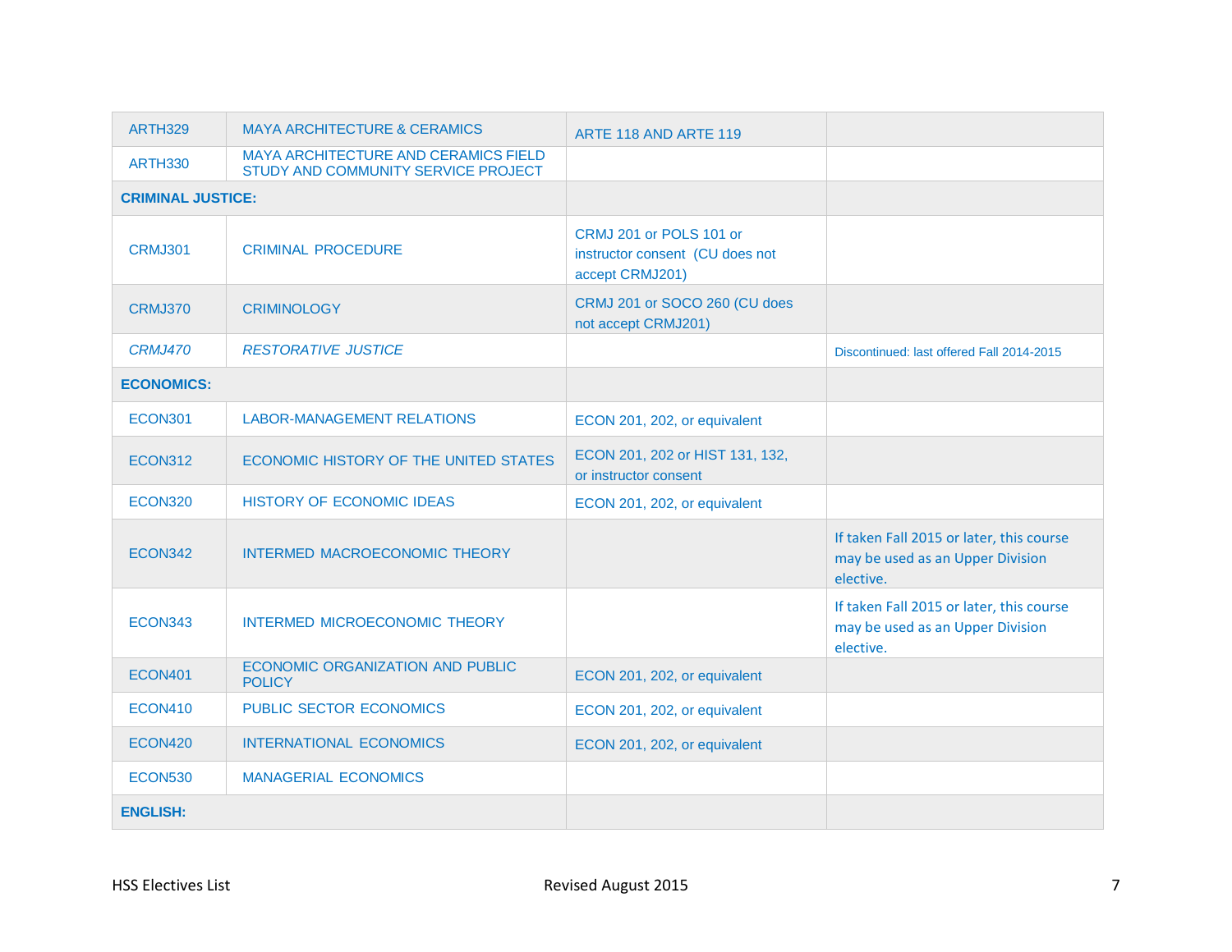| | | | |
|---|---|---|---|
| ARTH329 | MAYA ARCHITECTURE & CERAMICS | ARTE 118 AND ARTE 119 | |
| ARTH330 | MAYA ARCHITECTURE AND CERAMICS FIELD STUDY AND COMMUNITY SERVICE PROJECT | | |
| **CRIMINAL JUSTICE:** | | | |
| CRMJ301 | CRIMINAL PROCEDURE | CRMJ 201 or POLS 101 or instructor consent (CU does not accept CRMJ201) | |
| CRMJ370 | CRIMINOLOGY | CRMJ 201 or SOCO 260 (CU does not accept CRMJ201) | |
| *CRMJ470* | *RESTORATIVE JUSTICE* | | Discontinued: last offered Fall 2014-2015 |
| **ECONOMICS:** | | | |
| ECON301 | LABOR-MANAGEMENT RELATIONS | ECON 201, 202, or equivalent | |
| ECON312 | ECONOMIC HISTORY OF THE UNITED STATES | ECON 201, 202 or HIST 131, 132, or instructor consent | |
| ECON320 | HISTORY OF ECONOMIC IDEAS | ECON 201, 202, or equivalent | |
| ECON342 | INTERMED MACROECONOMIC THEORY | | If taken Fall 2015 or later, this course may be used as an Upper Division elective. |
| ECON343 | INTERMED MICROECONOMIC THEORY | | If taken Fall 2015 or later, this course may be used as an Upper Division elective. |
| ECON401 | ECONOMIC ORGANIZATION AND PUBLIC POLICY | ECON 201, 202, or equivalent | |
| ECON410 | PUBLIC SECTOR ECONOMICS | ECON 201, 202, or equivalent | |
| ECON420 | INTERNATIONAL ECONOMICS | ECON 201, 202, or equivalent | |
| ECON530 | MANAGERIAL ECONOMICS | | |
| **ENGLISH:** | | | |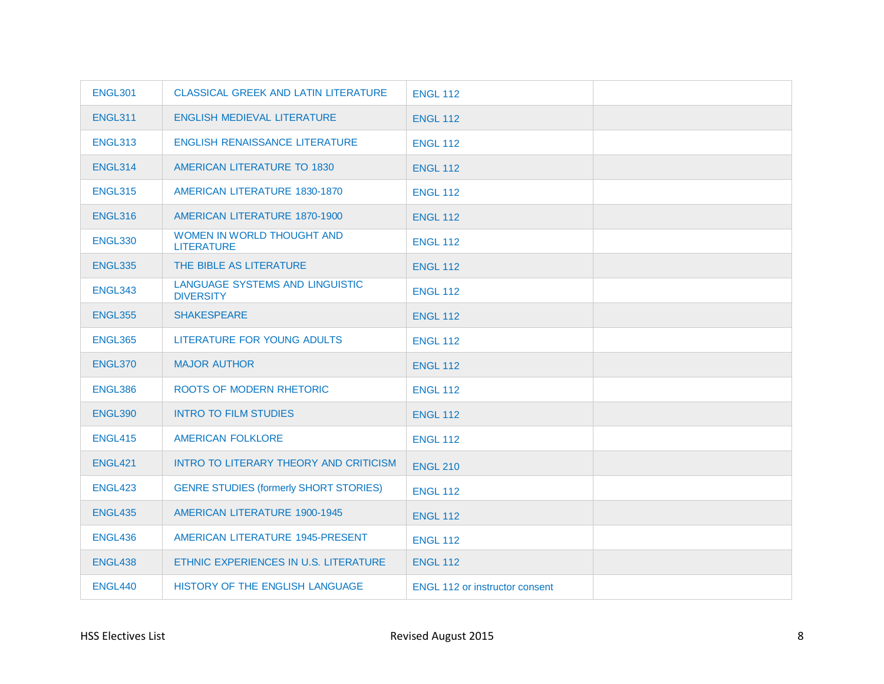| ENGL301 | CLASSICAL GREEK AND LATIN LITERATURE | ENGL 112 | |
|---|---|---|---|
| ENGL311 | ENGLISH MEDIEVAL LITERATURE | ENGL 112 | |
| ENGL313 | ENGLISH RENAISSANCE LITERATURE | ENGL 112 | |
| ENGL314 | AMERICAN LITERATURE TO 1830 | ENGL 112 | |
| ENGL315 | AMERICAN LITERATURE 1830-1870 | ENGL 112 | |
| ENGL316 | AMERICAN LITERATURE 1870-1900 | ENGL 112 | |
| ENGL330 | WOMEN IN WORLD THOUGHT AND LITERATURE | ENGL 112 | |
| ENGL335 | THE BIBLE AS LITERATURE | ENGL 112 | |
| ENGL343 | LANGUAGE SYSTEMS AND LINGUISTIC DIVERSITY | ENGL 112 | |
| ENGL355 | SHAKESPEARE | ENGL 112 | |
| ENGL365 | LITERATURE FOR YOUNG ADULTS | ENGL 112 | |
| ENGL370 | MAJOR AUTHOR | ENGL 112 | |
| ENGL386 | ROOTS OF MODERN RHETORIC | ENGL 112 | |
| ENGL390 | INTRO TO FILM STUDIES | ENGL 112 | |
| ENGL415 | AMERICAN FOLKLORE | ENGL 112 | |
| ENGL421 | INTRO TO LITERARY THEORY AND CRITICISM | ENGL 210 | |
| ENGL423 | GENRE STUDIES (formerly SHORT STORIES) | ENGL 112 | |
| ENGL435 | AMERICAN LITERATURE 1900-1945 | ENGL 112 | |
| ENGL436 | AMERICAN LITERATURE 1945-PRESENT | ENGL 112 | |
| ENGL438 | ETHNIC EXPERIENCES IN U.S. LITERATURE | ENGL 112 | |
| ENGL440 | HISTORY OF THE ENGLISH LANGUAGE | ENGL 112 or instructor consent | |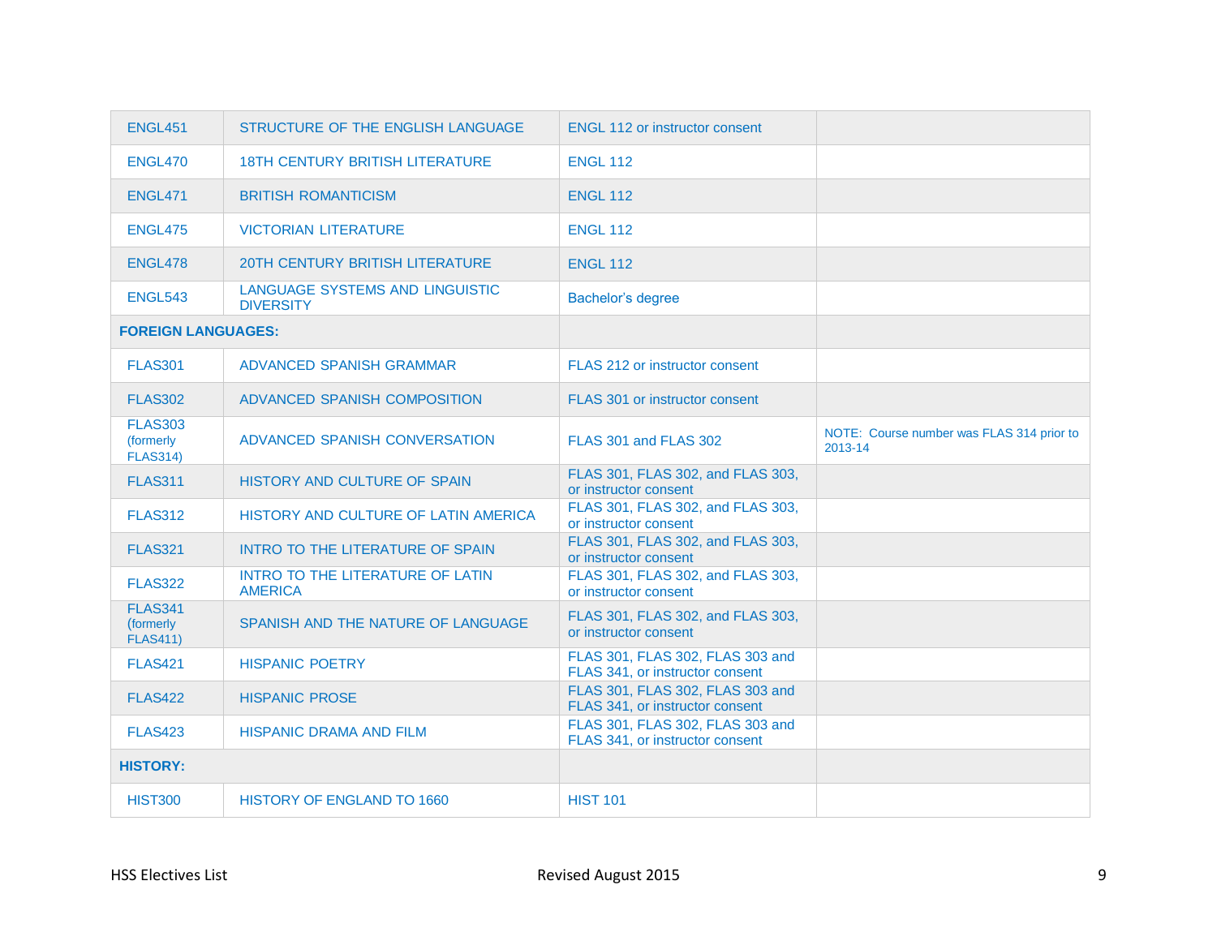| ENGL451 | STRUCTURE OF THE ENGLISH LANGUAGE | ENGL 112 or instructor consent | |
|---|---|---|---|
| ENGL470 | 18TH CENTURY BRITISH LITERATURE | ENGL 112 | |
| ENGL471 | BRITISH ROMANTICISM | ENGL 112 | |
| ENGL475 | VICTORIAN LITERATURE | ENGL 112 | |
| ENGL478 | 20TH CENTURY BRITISH LITERATURE | ENGL 112 | |
| ENGL543 | LANGUAGE SYSTEMS AND LINGUISTIC DIVERSITY | Bachelor's degree | |
| **FOREIGN LANGUAGES:** | | | |
| FLAS301 | ADVANCED SPANISH GRAMMAR | FLAS 212 or instructor consent | |
| FLAS302 | ADVANCED SPANISH COMPOSITION | FLAS 301 or instructor consent | |
| FLAS303 (formerly FLAS314) | ADVANCED SPANISH CONVERSATION | FLAS 301 and FLAS 302 | NOTE: Course number was FLAS 314 prior to 2013-14 |
| FLAS311 | HISTORY AND CULTURE OF SPAIN | FLAS 301, FLAS 302, and FLAS 303, or instructor consent | |
| FLAS312 | HISTORY AND CULTURE OF LATIN AMERICA | FLAS 301, FLAS 302, and FLAS 303, or instructor consent | |
| FLAS321 | INTRO TO THE LITERATURE OF SPAIN | FLAS 301, FLAS 302, and FLAS 303, or instructor consent | |
| FLAS322 | INTRO TO THE LITERATURE OF LATIN AMERICA | FLAS 301, FLAS 302, and FLAS 303, or instructor consent | |
| FLAS341 (formerly FLAS411) | SPANISH AND THE NATURE OF LANGUAGE | FLAS 301, FLAS 302, and FLAS 303, or instructor consent | |
| FLAS421 | HISPANIC POETRY | FLAS 301, FLAS 302, FLAS 303 and FLAS 341, or instructor consent | |
| FLAS422 | HISPANIC PROSE | FLAS 301, FLAS 302, FLAS 303 and FLAS 341, or instructor consent | |
| FLAS423 | HISPANIC DRAMA AND FILM | FLAS 301, FLAS 302, FLAS 303 and FLAS 341, or instructor consent | |
| **HISTORY:** | | | |
| HIST300 | HISTORY OF ENGLAND TO 1660 | HIST 101 | |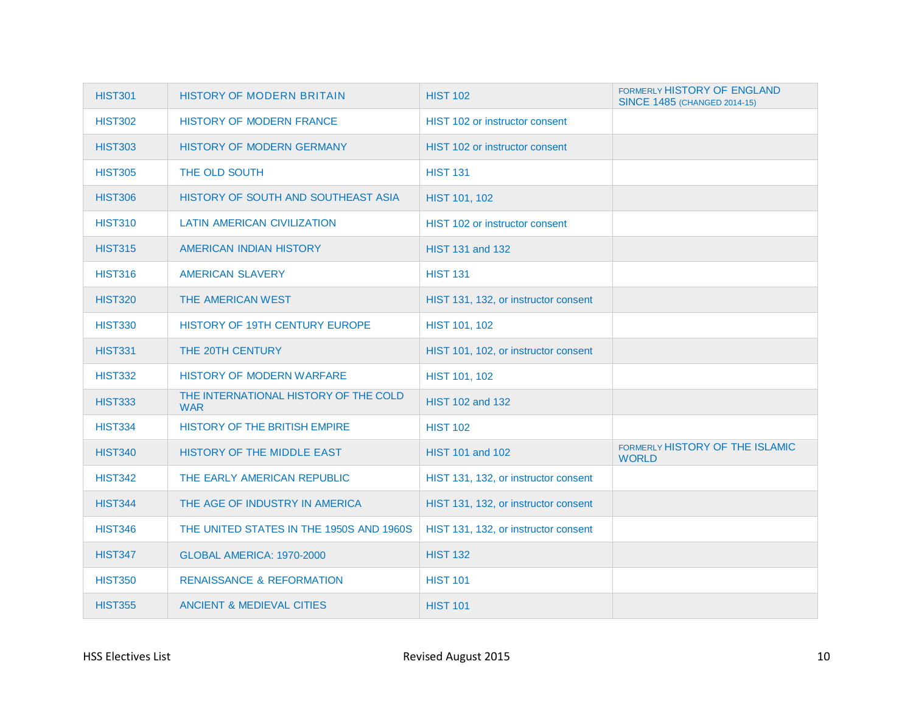| HIST301 | HISTORY OF MODERN BRITAIN | HIST 102 | FORMERLY HISTORY OF ENGLAND SINCE 1485 (CHANGED 2014-15) |
|---|---|---|---|
| HIST302 | HISTORY OF MODERN FRANCE | HIST 102 or instructor consent | |
| HIST303 | HISTORY OF MODERN GERMANY | HIST 102 or instructor consent | |
| HIST305 | THE OLD SOUTH | HIST 131 | |
| HIST306 | HISTORY OF SOUTH AND SOUTHEAST ASIA | HIST 101, 102 | |
| HIST310 | LATIN AMERICAN CIVILIZATION | HIST 102 or instructor consent | |
| HIST315 | AMERICAN INDIAN HISTORY | HIST 131 and 132 | |
| HIST316 | AMERICAN SLAVERY | HIST 131 | |
| HIST320 | THE AMERICAN WEST | HIST 131, 132, or instructor consent | |
| HIST330 | HISTORY OF 19TH CENTURY EUROPE | HIST 101, 102 | |
| HIST331 | THE 20TH CENTURY | HIST 101, 102, or instructor consent | |
| HIST332 | HISTORY OF MODERN WARFARE | HIST 101, 102 | |
| HIST333 | THE INTERNATIONAL HISTORY OF THE COLD WAR | HIST 102 and 132 | |
| HIST334 | HISTORY OF THE BRITISH EMPIRE | HIST 102 | |
| HIST340 | HISTORY OF THE MIDDLE EAST | HIST 101 and 102 | FORMERLY HISTORY OF THE ISLAMIC WORLD |
| HIST342 | THE EARLY AMERICAN REPUBLIC | HIST 131, 132, or instructor consent | |
| HIST344 | THE AGE OF INDUSTRY IN AMERICA | HIST 131, 132, or instructor consent | |
| HIST346 | THE UNITED STATES IN THE 1950S AND 1960S | HIST 131, 132, or instructor consent | |
| HIST347 | GLOBAL AMERICA: 1970-2000 | HIST 132 | |
| HIST350 | RENAISSANCE & REFORMATION | HIST 101 | |
| HIST355 | ANCIENT & MEDIEVAL CITIES | HIST 101 | |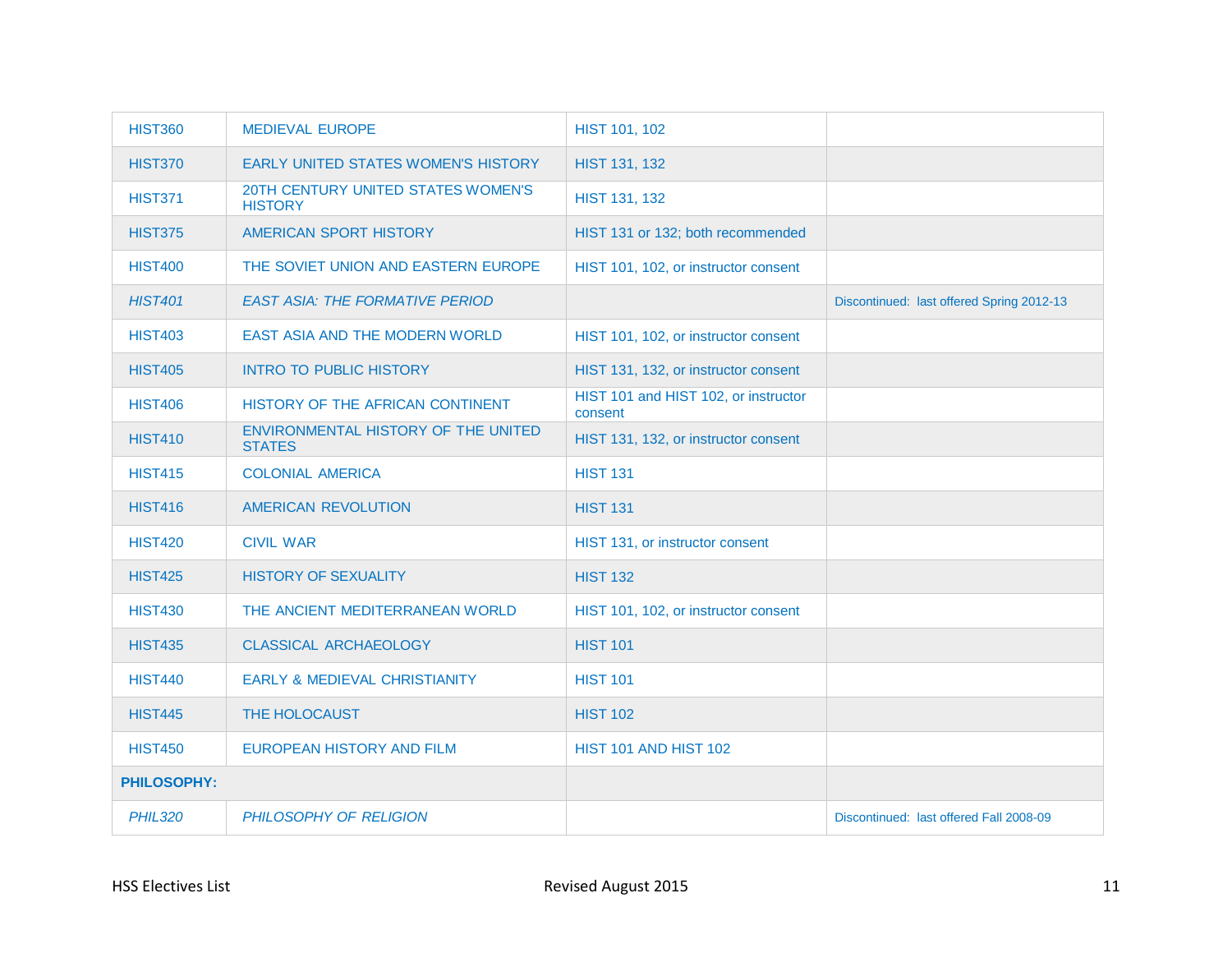| | | | |
|---|---|---|---|
| HIST360 | MEDIEVAL EUROPE | HIST 101, 102 | |
| HIST370 | EARLY UNITED STATES WOMEN'S HISTORY | HIST 131, 132 | |
| HIST371 | 20TH CENTURY UNITED STATES WOMEN'S HISTORY | HIST 131, 132 | |
| HIST375 | AMERICAN SPORT HISTORY | HIST 131 or 132; both recommended | |
| HIST400 | THE SOVIET UNION AND EASTERN EUROPE | HIST 101, 102, or instructor consent | |
| *HIST401* | *EAST ASIA: THE FORMATIVE PERIOD* | | Discontinued: last offered Spring 2012-13 |
| HIST403 | EAST ASIA AND THE MODERN WORLD | HIST 101, 102, or instructor consent | |
| HIST405 | INTRO TO PUBLIC HISTORY | HIST 131, 132, or instructor consent | |
| HIST406 | HISTORY OF THE AFRICAN CONTINENT | HIST 101 and HIST 102, or instructor consent | |
| HIST410 | ENVIRONMENTAL HISTORY OF THE UNITED STATES | HIST 131, 132, or instructor consent | |
| HIST415 | COLONIAL AMERICA | HIST 131 | |
| HIST416 | AMERICAN REVOLUTION | HIST 131 | |
| HIST420 | CIVIL WAR | HIST 131, or instructor consent | |
| HIST425 | HISTORY OF SEXUALITY | HIST 132 | |
| HIST430 | THE ANCIENT MEDITERRANEAN WORLD | HIST 101, 102, or instructor consent | |
| HIST435 | CLASSICAL ARCHAEOLOGY | HIST 101 | |
| HIST440 | EARLY & MEDIEVAL CHRISTIANITY | HIST 101 | |
| HIST445 | THE HOLOCAUST | HIST 102 | |
| HIST450 | EUROPEAN HISTORY AND FILM | HIST 101 AND HIST 102 | |
| **PHILOSOPHY:** | | | |
| *PHIL320* | *PHILOSOPHY OF RELIGION* | | Discontinued: last offered Fall 2008-09 |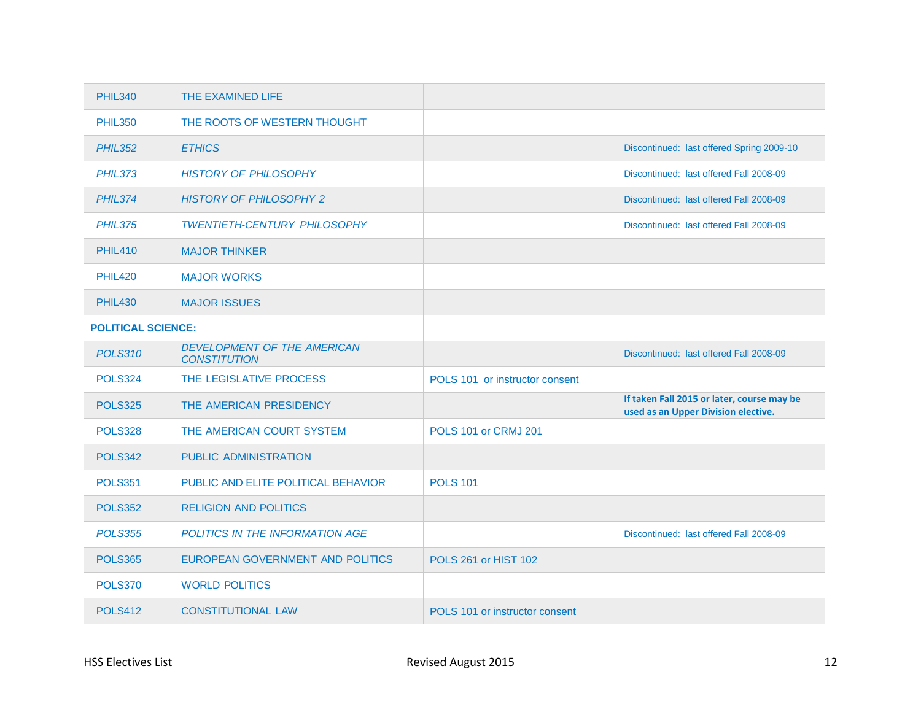| | | | |
|---|---|---|---|
| PHIL340 | THE EXAMINED LIFE | | |
| PHIL350 | THE ROOTS OF WESTERN THOUGHT | | |
| *PHIL352* | *ETHICS* | | Discontinued: last offered Spring 2009-10 |
| *PHIL373* | *HISTORY OF PHILOSOPHY* | | Discontinued: last offered Fall 2008-09 |
| *PHIL374* | *HISTORY OF PHILOSOPHY 2* | | Discontinued: last offered Fall 2008-09 |
| *PHIL375* | *TWENTIETH-CENTURY PHILOSOPHY* | | Discontinued: last offered Fall 2008-09 |
| PHIL410 | MAJOR THINKER | | |
| PHIL420 | MAJOR WORKS | | |
| PHIL430 | MAJOR ISSUES | | |
| **POLITICAL SCIENCE:** | | | |
| *POLS310* | *DEVELOPMENT OF THE AMERICAN CONSTITUTION* | | Discontinued: last offered Fall 2008-09 |
| POLS324 | THE LEGISLATIVE PROCESS | POLS 101 or instructor consent | |
| POLS325 | THE AMERICAN PRESIDENCY | | **If taken Fall 2015 or later, course may be used as an Upper Division elective.** |
| POLS328 | THE AMERICAN COURT SYSTEM | POLS 101 or CRMJ 201 | |
| POLS342 | PUBLIC ADMINISTRATION | | |
| POLS351 | PUBLIC AND ELITE POLITICAL BEHAVIOR | POLS 101 | |
| POLS352 | RELIGION AND POLITICS | | |
| *POLS355* | *POLITICS IN THE INFORMATION AGE* | | Discontinued: last offered Fall 2008-09 |
| POLS365 | EUROPEAN GOVERNMENT AND POLITICS | POLS 261 or HIST 102 | |
| POLS370 | WORLD POLITICS | | |
| POLS412 | CONSTITUTIONAL LAW | POLS 101 or instructor consent | |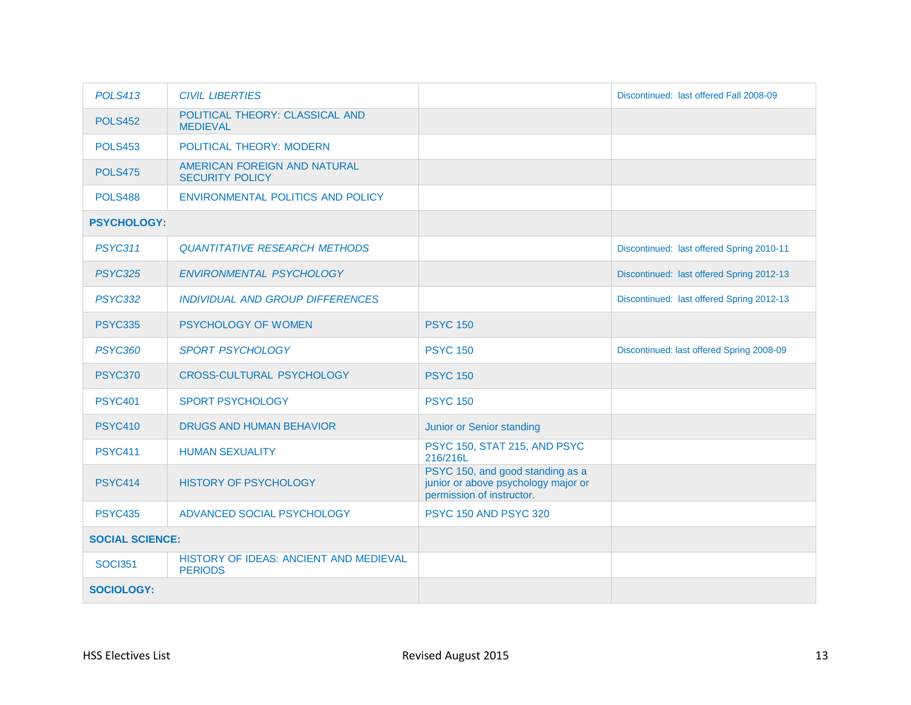| | | | |
|---|---|---|---|
| *POLS413* | *CIVIL LIBERTIES* | | Discontinued: last offered Fall 2008-09 |
| POLS452 | POLITICAL THEORY: CLASSICAL AND MEDIEVAL | | |
| POLS453 | POLITICAL THEORY: MODERN | | |
| POLS475 | AMERICAN FOREIGN AND NATURAL SECURITY POLICY | | |
| POLS488 | ENVIRONMENTAL POLITICS AND POLICY | | |
| **PSYCHOLOGY:** | | | |
| *PSYC311* | *QUANTITATIVE RESEARCH METHODS* | | Discontinued: last offered Spring 2010-11 |
| *PSYC325* | *ENVIRONMENTAL PSYCHOLOGY* | | Discontinued: last offered Spring 2012-13 |
| *PSYC332* | *INDIVIDUAL AND GROUP DIFFERENCES* | | Discontinued: last offered Spring 2012-13 |
| PSYC335 | PSYCHOLOGY OF WOMEN | PSYC 150 | |
| *PSYC360* | *SPORT PSYCHOLOGY* | PSYC 150 | Discontinued: last offered Spring 2008-09 |
| PSYC370 | CROSS-CULTURAL PSYCHOLOGY | PSYC 150 | |
| PSYC401 | SPORT PSYCHOLOGY | PSYC 150 | |
| PSYC410 | DRUGS AND HUMAN BEHAVIOR | Junior or Senior standing | |
| PSYC411 | HUMAN SEXUALITY | PSYC 150, STAT 215, AND PSYC 216/216L | |
| PSYC414 | HISTORY OF PSYCHOLOGY | PSYC 150, and good standing as a junior or above psychology major or permission of instructor. | |
| PSYC435 | ADVANCED SOCIAL PSYCHOLOGY | PSYC 150 AND PSYC 320 | |
| **SOCIAL SCIENCE:** | | | |
| SOCI351 | HISTORY OF IDEAS: ANCIENT AND MEDIEVAL PERIODS | | |
| **SOCIOLOGY:** | | | |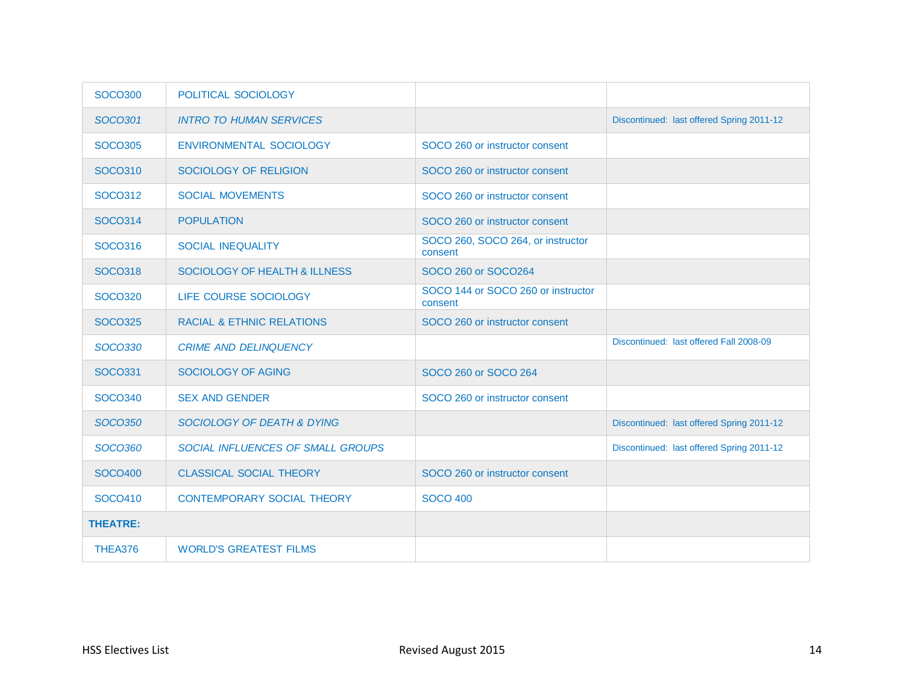| | | | |
|---|---|---|---|
| SOCO300 | POLITICAL SOCIOLOGY | | |
| *SOCO301* | *INTRO TO HUMAN SERVICES* | | Discontinued: last offered Spring 2011-12 |
| SOCO305 | ENVIRONMENTAL SOCIOLOGY | SOCO 260 or instructor consent | |
| SOCO310 | SOCIOLOGY OF RELIGION | SOCO 260 or instructor consent | |
| SOCO312 | SOCIAL MOVEMENTS | SOCO 260 or instructor consent | |
| SOCO314 | POPULATION | SOCO 260 or instructor consent | |
| SOCO316 | SOCIAL INEQUALITY | SOCO 260, SOCO 264, or instructor consent | |
| SOCO318 | SOCIOLOGY OF HEALTH & ILLNESS | SOCO 260 or SOCO264 | |
| SOCO320 | LIFE COURSE SOCIOLOGY | SOCO 144 or SOCO 260 or instructor consent | |
| SOCO325 | RACIAL & ETHNIC RELATIONS | SOCO 260 or instructor consent | |
| *SOCO330* | *CRIME AND DELINQUENCY* | | Discontinued: last offered Fall 2008-09 |
| SOCO331 | SOCIOLOGY OF AGING | SOCO 260 or SOCO 264 | |
| SOCO340 | SEX AND GENDER | SOCO 260 or instructor consent | |
| *SOCO350* | *SOCIOLOGY OF DEATH & DYING* | | Discontinued: last offered Spring 2011-12 |
| *SOCO360* | *SOCIAL INFLUENCES OF SMALL GROUPS* | | Discontinued: last offered Spring 2011-12 |
| SOCO400 | CLASSICAL SOCIAL THEORY | SOCO 260 or instructor consent | |
| SOCO410 | CONTEMPORARY SOCIAL THEORY | SOCO 400 | |
| **THEATRE:** | | | |
| THEA376 | WORLD'S GREATEST FILMS | | |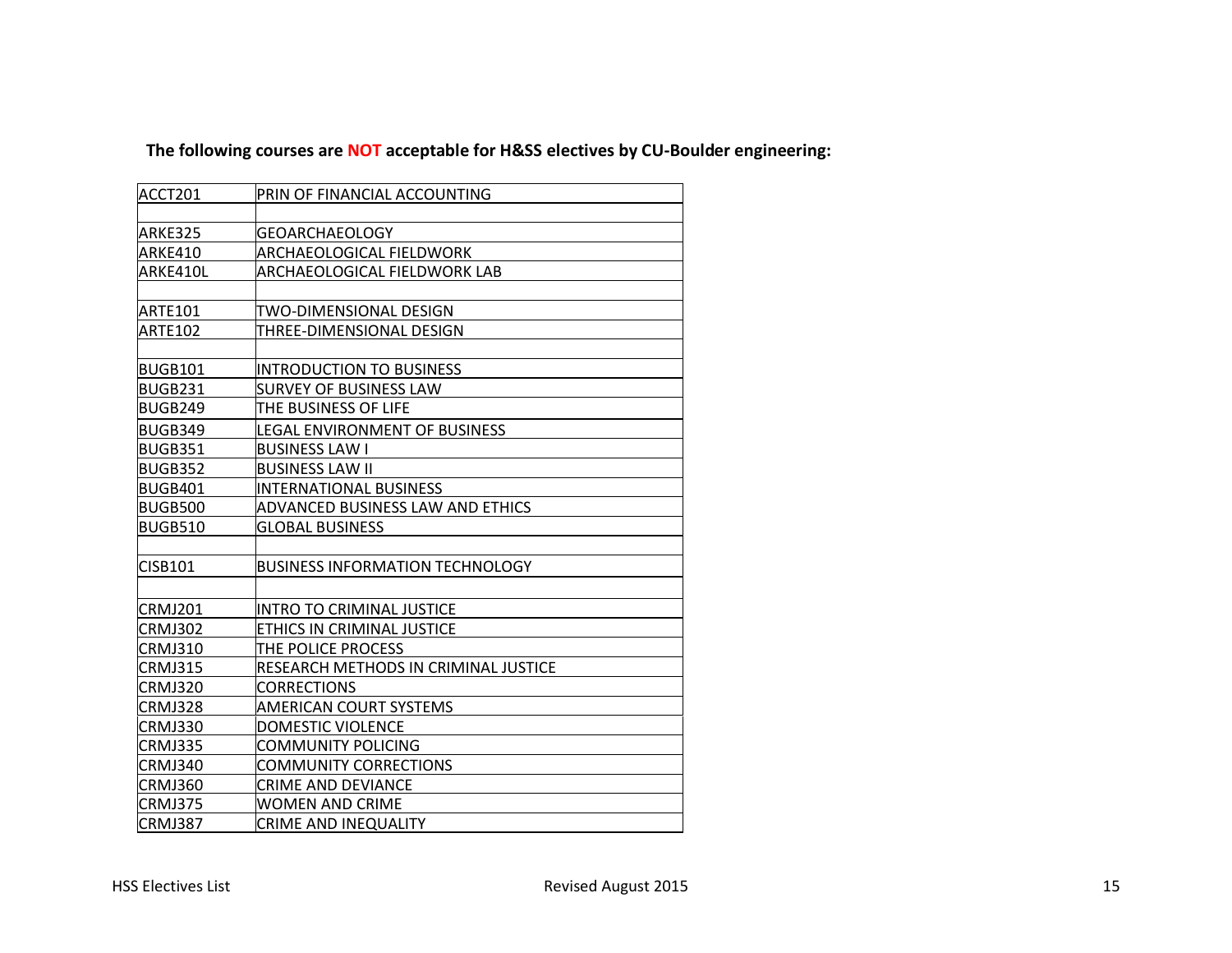**The following courses are NOT acceptable for H&SS electives by CU-Boulder engineering:**

| | |
|---|---|
| ACCT201 | PRIN OF FINANCIAL ACCOUNTING |
| | |
| ARKE325 | GEOARCHAEOLOGY |
| ARKE410 | ARCHAEOLOGICAL FIELDWORK |
| ARKE410L | ARCHAEOLOGICAL FIELDWORK LAB |
| | |
| ARTE101 | TWO-DIMENSIONAL DESIGN |
| ARTE102 | THREE-DIMENSIONAL DESIGN |
| | |
| BUGB101 | INTRODUCTION TO BUSINESS |
| BUGB231 | SURVEY OF BUSINESS LAW |
| BUGB249 | THE BUSINESS OF LIFE |
| BUGB349 | LEGAL ENVIRONMENT OF BUSINESS |
| BUGB351 | BUSINESS LAW I |
| BUGB352 | BUSINESS LAW II |
| BUGB401 | INTERNATIONAL BUSINESS |
| BUGB500 | ADVANCED BUSINESS LAW AND ETHICS |
| BUGB510 | GLOBAL BUSINESS |
| | |
| CISB101 | BUSINESS INFORMATION TECHNOLOGY |
| | |
| CRMJ201 | INTRO TO CRIMINAL JUSTICE |
| CRMJ302 | ETHICS IN CRIMINAL JUSTICE |
| CRMJ310 | THE POLICE PROCESS |
| CRMJ315 | RESEARCH METHODS IN CRIMINAL JUSTICE |
| CRMJ320 | CORRECTIONS |
| CRMJ328 | AMERICAN COURT SYSTEMS |
| CRMJ330 | DOMESTIC VIOLENCE |
| CRMJ335 | COMMUNITY POLICING |
| CRMJ340 | COMMUNITY CORRECTIONS |
| CRMJ360 | CRIME AND DEVIANCE |
| CRMJ375 | WOMEN AND CRIME |
| CRMJ387 | CRIME AND INEQUALITY |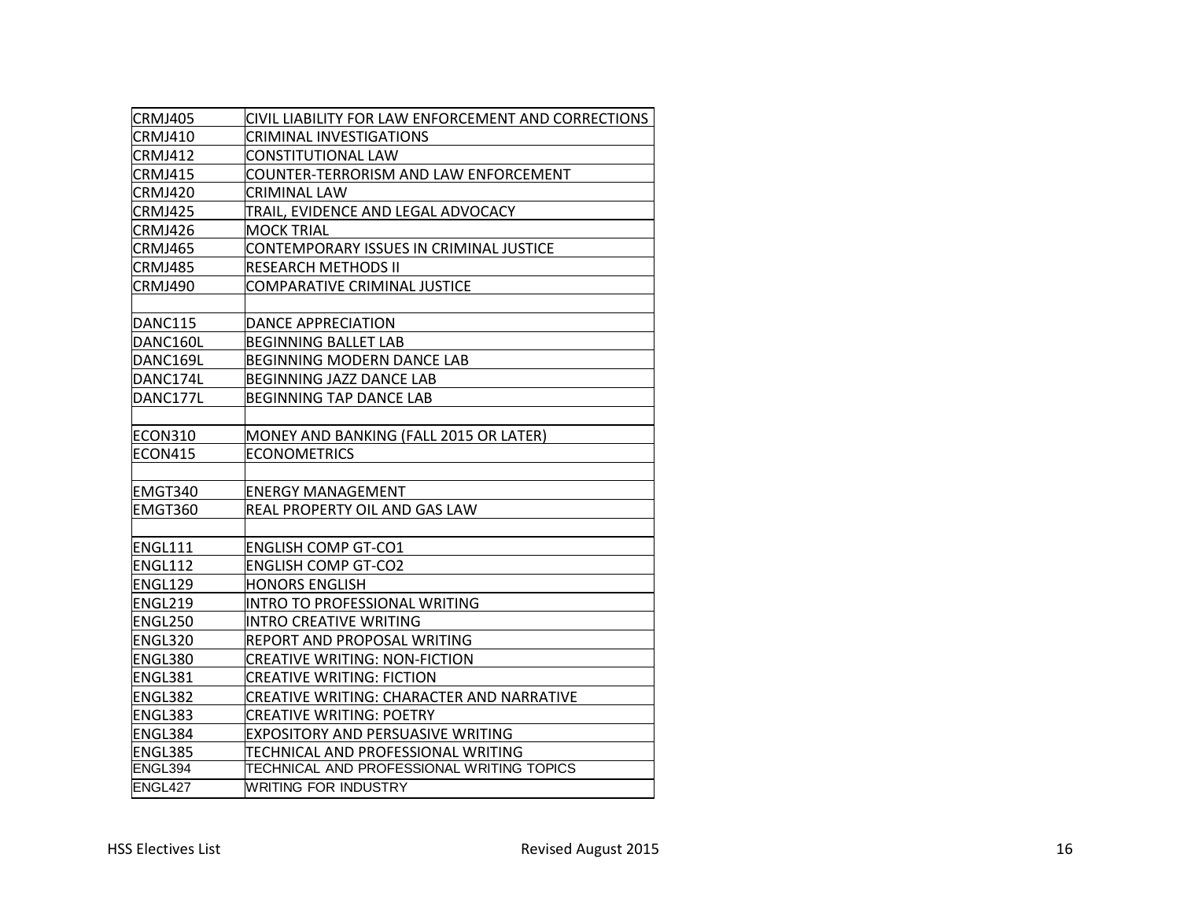| CRMJ405 | CIVIL LIABILITY FOR LAW ENFORCEMENT AND CORRECTIONS |
|---|---|
| CRMJ410 | CRIMINAL INVESTIGATIONS |
| CRMJ412 | CONSTITUTIONAL LAW |
| CRMJ415 | COUNTER-TERRORISM AND LAW ENFORCEMENT |
| CRMJ420 | CRIMINAL LAW |
| CRMJ425 | TRAIL, EVIDENCE AND LEGAL ADVOCACY |
| CRMJ426 | MOCK TRIAL |
| CRMJ465 | CONTEMPORARY ISSUES IN CRIMINAL JUSTICE |
| CRMJ485 | RESEARCH METHODS II |
| CRMJ490 | COMPARATIVE CRIMINAL JUSTICE |
| | |
| DANC115 | DANCE APPRECIATION |
| DANC160L | BEGINNING BALLET LAB |
| DANC169L | BEGINNING MODERN DANCE LAB |
| DANC174L | BEGINNING JAZZ DANCE LAB |
| DANC177L | BEGINNING TAP DANCE LAB |
| | |
| ECON310 | MONEY AND BANKING (FALL 2015 OR LATER) |
| ECON415 | ECONOMETRICS |
| | |
| EMGT340 | ENERGY MANAGEMENT |
| EMGT360 | REAL PROPERTY OIL AND GAS LAW |
| | |
| ENGL111 | ENGLISH COMP GT-CO1 |
| ENGL112 | ENGLISH COMP GT-CO2 |
| ENGL129 | HONORS ENGLISH |
| ENGL219 | INTRO TO PROFESSIONAL WRITING |
| ENGL250 | INTRO CREATIVE WRITING |
| ENGL320 | REPORT AND PROPOSAL WRITING |
| ENGL380 | CREATIVE WRITING: NON-FICTION |
| ENGL381 | CREATIVE WRITING: FICTION |
| ENGL382 | CREATIVE WRITING: CHARACTER AND NARRATIVE |
| ENGL383 | CREATIVE WRITING: POETRY |
| ENGL384 | EXPOSITORY AND PERSUASIVE WRITING |
| ENGL385 | TECHNICAL AND PROFESSIONAL WRITING |
| ENGL394 | TECHNICAL AND PROFESSIONAL WRITING TOPICS |
| ENGL427 | WRITING FOR INDUSTRY |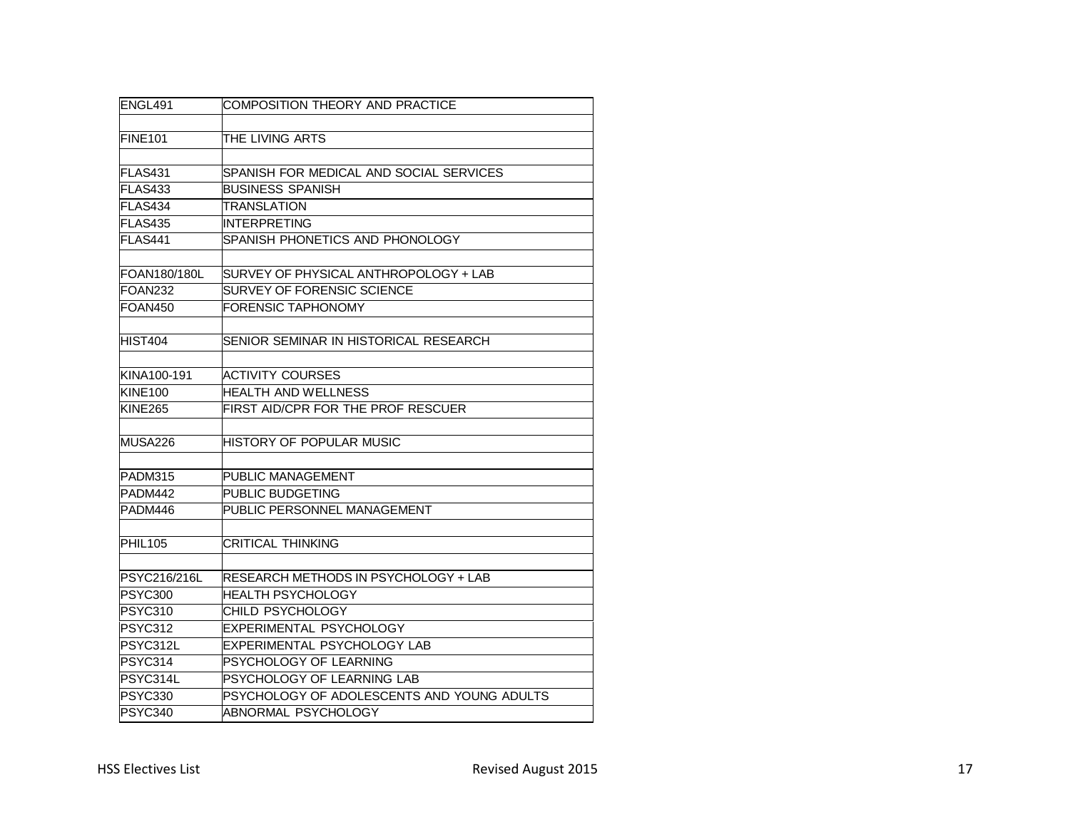| ENGL491 | COMPOSITION THEORY AND PRACTICE |
|---|---|
| | |
| FINE101 | THE LIVING ARTS |
| | |
| FLAS431 | SPANISH FOR MEDICAL AND SOCIAL SERVICES |
| FLAS433 | BUSINESS SPANISH |
| FLAS434 | TRANSLATION |
| FLAS435 | INTERPRETING |
| FLAS441 | SPANISH PHONETICS AND PHONOLOGY |
| | |
| FOAN180/180L | SURVEY OF PHYSICAL ANTHROPOLOGY + LAB |
| FOAN232 | SURVEY OF FORENSIC SCIENCE |
| FOAN450 | FORENSIC TAPHONOMY |
| | |
| HIST404 | SENIOR SEMINAR IN HISTORICAL RESEARCH |
| | |
| KINA100-191 | ACTIVITY COURSES |
| KINE100 | HEALTH AND WELLNESS |
| KINE265 | FIRST AID/CPR FOR THE PROF RESCUER |
| | |
| MUSA226 | HISTORY OF POPULAR MUSIC |
| | |
| PADM315 | PUBLIC MANAGEMENT |
| PADM442 | PUBLIC BUDGETING |
| PADM446 | PUBLIC PERSONNEL MANAGEMENT |
| | |
| PHIL105 | CRITICAL THINKING |
| | |
| PSYC216/216L | RESEARCH METHODS IN PSYCHOLOGY + LAB |
| PSYC300 | HEALTH PSYCHOLOGY |
| PSYC310 | CHILD PSYCHOLOGY |
| PSYC312 | EXPERIMENTAL PSYCHOLOGY |
| PSYC312L | EXPERIMENTAL PSYCHOLOGY LAB |
| PSYC314 | PSYCHOLOGY OF LEARNING |
| PSYC314L | PSYCHOLOGY OF LEARNING LAB |
| PSYC330 | PSYCHOLOGY OF ADOLESCENTS AND YOUNG ADULTS |
| PSYC340 | ABNORMAL PSYCHOLOGY |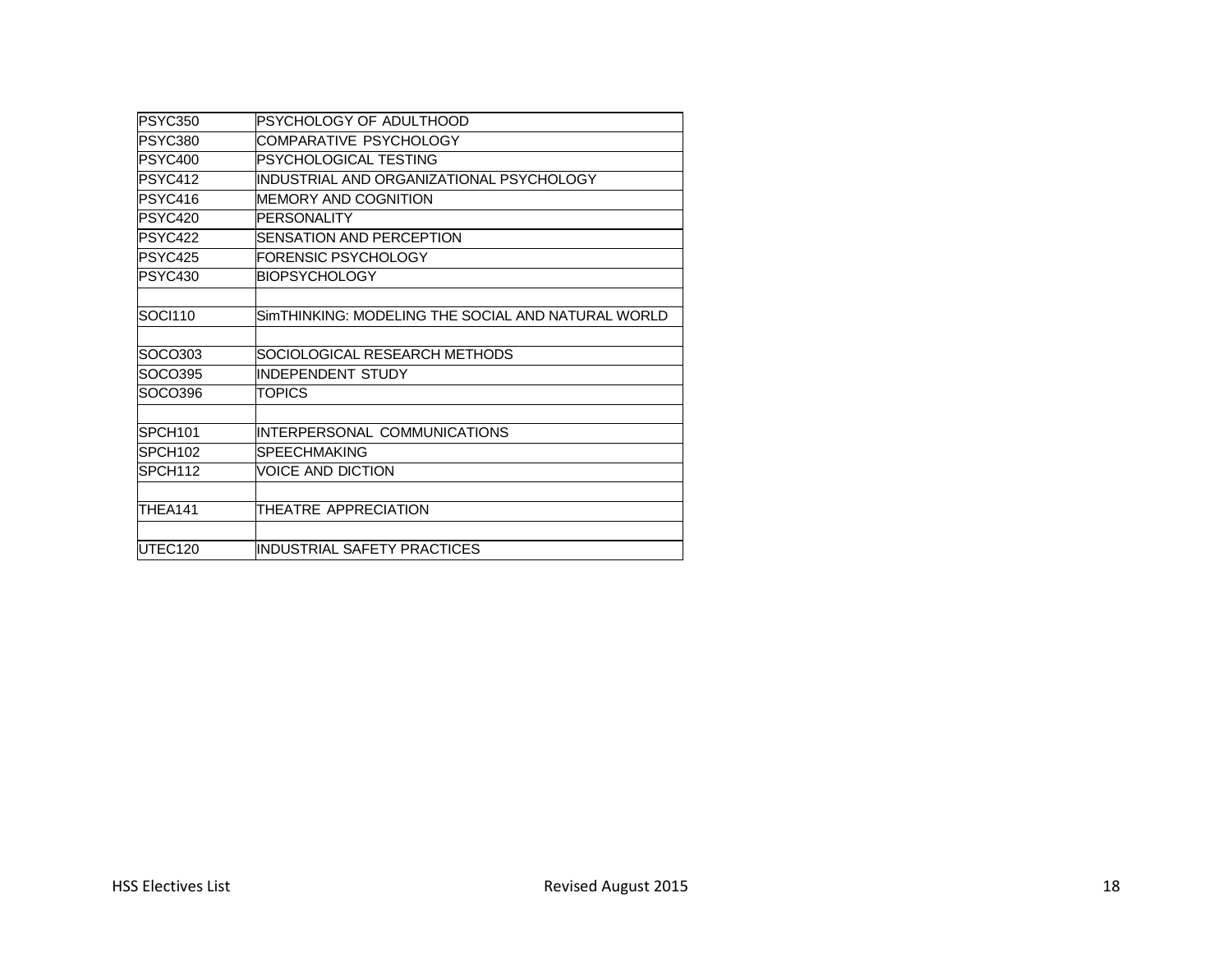| | |
|---|---|
| PSYC350 | PSYCHOLOGY OF ADULTHOOD |
| PSYC380 | COMPARATIVE PSYCHOLOGY |
| PSYC400 | PSYCHOLOGICAL TESTING |
| PSYC412 | INDUSTRIAL AND ORGANIZATIONAL PSYCHOLOGY |
| PSYC416 | MEMORY AND COGNITION |
| PSYC420 | PERSONALITY |
| PSYC422 | SENSATION AND PERCEPTION |
| PSYC425 | FORENSIC PSYCHOLOGY |
| PSYC430 | BIOPSYCHOLOGY |
| | |
| SOCI110 | SimTHINKING: MODELING THE SOCIAL AND NATURAL WORLD |
| | |
| SOCO303 | SOCIOLOGICAL RESEARCH METHODS |
| SOCO395 | INDEPENDENT STUDY |
| SOCO396 | TOPICS |
| | |
| SPCH101 | INTERPERSONAL COMMUNICATIONS |
| SPCH102 | SPEECHMAKING |
| SPCH112 | VOICE AND DICTION |
| | |
| THEA141 | THEATRE APPRECIATION |
| | |
| UTEC120 | INDUSTRIAL SAFETY PRACTICES |